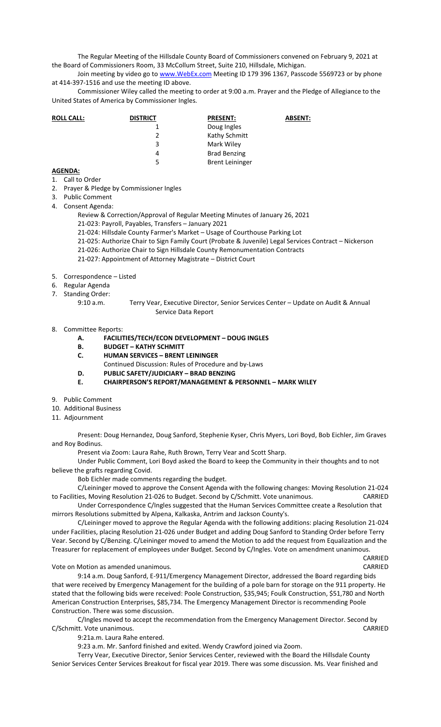The Regular Meeting of the Hillsdale County Board of Commissioners convened on February 9, 2021 at the Board of Commissioners Room, 33 McCollum Street, Suite 210, Hillsdale, Michigan.

Join meeting by video go to www.WebEx.com Meeting ID 179 396 1367, Passcode 5569723 or by phone at 414-397-1516 and use the meeting ID above.

Commissioner Wiley called the meeting to order at 9:00 a.m. Prayer and the Pledge of Allegiance to the United States of America by Commissioner Ingles.

| **ROLL CALL:** | **DISTRICT** | **PRESENT:** | **ABSENT:** |
|---|---|---|---|
| | 1 | Doug Ingles | |
| | 2 | Kathy Schmitt | |
| | 3 | Mark Wiley | |
| | 4 | Brad Benzing | |
| | 5 | Brent Leininger | |

**AGENDA:**

1. Call to Order
2. Prayer & Pledge by Commissioner Ingles
3. Public Comment
4. Consent Agenda:
   - Review & Correction/Approval of Regular Meeting Minutes of January 26, 2021
   - 21-023: Payroll, Payables, Transfers – January 2021
   - 21-024: Hillsdale County Farmer's Market – Usage of Courthouse Parking Lot
   - 21-025: Authorize Chair to Sign Family Court (Probate & Juvenile) Legal Services Contract – Nickerson
   - 21-026: Authorize Chair to Sign Hillsdale County Remonumentation Contracts
   - 21-027: Appointment of Attorney Magistrate – District Court
5. Correspondence – Listed
6. Regular Agenda
7. Standing Order:
   - 9:10 a.m. Terry Vear, Executive Director, Senior Services Center – Update on Audit & Annual Service Data Report
8. Committee Reports:
   - **A. FACILITIES/TECH/ECON DEVELOPMENT – DOUG INGLES**
   - **B. BUDGET – KATHY SCHMITT**
   - **C. HUMAN SERVICES – BRENT LEININGER**
     - Continued Discussion: Rules of Procedure and by-Laws
   - **D. PUBLIC SAFETY/JUDICIARY – BRAD BENZING**
   - **E. CHAIRPERSON'S REPORT/MANAGEMENT & PERSONNEL – MARK WILEY**
9. Public Comment
10. Additional Business
11. Adjournment

Present: Doug Hernandez, Doug Sanford, Stephenie Kyser, Chris Myers, Lori Boyd, Bob Eichler, Jim Graves and Roy Bodinus.

Present via Zoom: Laura Rahe, Ruth Brown, Terry Vear and Scott Sharp.

Under Public Comment, Lori Boyd asked the Board to keep the Community in their thoughts and to not believe the grafts regarding Covid.

Bob Eichler made comments regarding the budget.

C/Leininger moved to approve the Consent Agenda with the following changes: Moving Resolution 21-024 to Facilities, Moving Resolution 21-026 to Budget. Second by C/Schmitt. Vote unanimous. CARRIED

Under Correspondence C/Ingles suggested that the Human Services Committee create a Resolution that mirrors Resolutions submitted by Alpena, Kalkaska, Antrim and Jackson County's.

C/Leininger moved to approve the Regular Agenda with the following additions: placing Resolution 21-024 under Facilities, placing Resolution 21-026 under Budget and adding Doug Sanford to Standing Order before Terry Vear. Second by C/Benzing. C/Leininger moved to amend the Motion to add the request from Equalization and the Treasurer for replacement of employees under Budget. Second by C/Ingles. Vote on amendment unanimous. CARRIED

Vote on Motion as amended unanimous. CARRIED

9:14 a.m. Doug Sanford, E-911/Emergency Management Director, addressed the Board regarding bids that were received by Emergency Management for the building of a pole barn for storage on the 911 property. He stated that the following bids were received: Poole Construction, $35,945; Foulk Construction, $51,780 and North American Construction Enterprises, $85,734. The Emergency Management Director is recommending Poole Construction. There was some discussion.

C/Ingles moved to accept the recommendation from the Emergency Management Director. Second by C/Schmitt. Vote unanimous. CARRIED

9:21a.m. Laura Rahe entered.

9:23 a.m. Mr. Sanford finished and exited. Wendy Crawford joined via Zoom.

Terry Vear, Executive Director, Senior Services Center, reviewed with the Board the Hillsdale County Senior Services Center Services Breakout for fiscal year 2019. There was some discussion. Ms. Vear finished and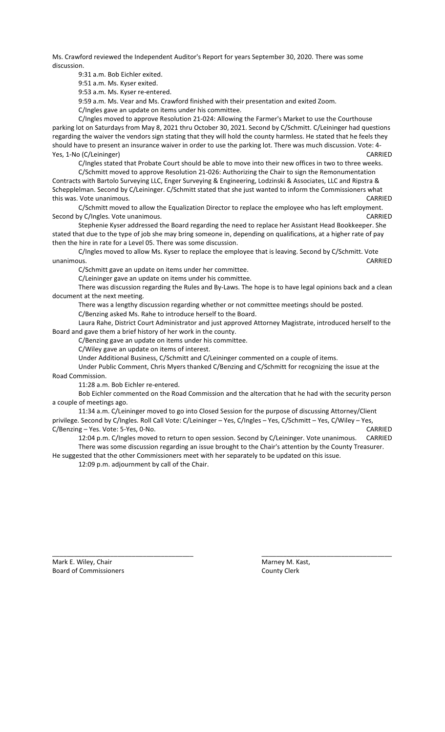Ms. Crawford reviewed the Independent Auditor's Report for years September 30, 2020. There was some discussion.

9:31 a.m. Bob Eichler exited.

9:51 a.m. Ms. Kyser exited.

9:53 a.m. Ms. Kyser re-entered.

9:59 a.m. Ms. Vear and Ms. Crawford finished with their presentation and exited Zoom.

C/Ingles gave an update on items under his committee.

C/Ingles moved to approve Resolution 21-024: Allowing the Farmer's Market to use the Courthouse parking lot on Saturdays from May 8, 2021 thru October 30, 2021. Second by C/Schmitt. C/Leininger had questions regarding the waiver the vendors sign stating that they will hold the county harmless. He stated that he feels they should have to present an insurance waiver in order to use the parking lot. There was much discussion. Vote: 4-Yes, 1-No (C/Leininger) CARRIED

C/Ingles stated that Probate Court should be able to move into their new offices in two to three weeks.

C/Schmitt moved to approve Resolution 21-026: Authorizing the Chair to sign the Remonumentation Contracts with Bartolo Surveying LLC, Enger Surveying & Engineering, Lodzinski & Associates, LLC and Ripstra & Schepplelman. Second by C/Leininger. C/Schmitt stated that she just wanted to inform the Commissioners what this was. Vote unanimous. CARRIED

C/Schmitt moved to allow the Equalization Director to replace the employee who has left employment. Second by C/Ingles. Vote unanimous. CARRIED

Stephenie Kyser addressed the Board regarding the need to replace her Assistant Head Bookkeeper. She stated that due to the type of job she may bring someone in, depending on qualifications, at a higher rate of pay then the hire in rate for a Level 05. There was some discussion.

C/Ingles moved to allow Ms. Kyser to replace the employee that is leaving. Second by C/Schmitt. Vote unanimous. CARRIED

C/Schmitt gave an update on items under her committee.

C/Leininger gave an update on items under his committee.

There was discussion regarding the Rules and By-Laws. The hope is to have legal opinions back and a clean document at the next meeting.

There was a lengthy discussion regarding whether or not committee meetings should be posted.

C/Benzing asked Ms. Rahe to introduce herself to the Board.

Laura Rahe, District Court Administrator and just approved Attorney Magistrate, introduced herself to the Board and gave them a brief history of her work in the county.

C/Benzing gave an update on items under his committee.

C/Wiley gave an update on items of interest.

Under Additional Business, C/Schmitt and C/Leininger commented on a couple of items.

Under Public Comment, Chris Myers thanked C/Benzing and C/Schmitt for recognizing the issue at the Road Commission.

11:28 a.m. Bob Eichler re-entered.

Bob Eichler commented on the Road Commission and the altercation that he had with the security person a couple of meetings ago.

11:34 a.m. C/Leininger moved to go into Closed Session for the purpose of discussing Attorney/Client privilege. Second by C/Ingles. Roll Call Vote: C/Leininger – Yes, C/Ingles – Yes, C/Schmitt – Yes, C/Wiley – Yes, C/Benzing – Yes. Vote: 5-Yes, 0-No. CARRIED

12:04 p.m. C/Ingles moved to return to open session. Second by C/Leininger. Vote unanimous. CARRIED

There was some discussion regarding an issue brought to the Chair's attention by the County Treasurer. He suggested that the other Commissioners meet with her separately to be updated on this issue.

12:09 p.m. adjournment by call of the Chair.

\_\_\_\_\_\_\_\_\_\_\_\_\_\_\_\_\_\_\_\_\_\_\_\_\_\_\_\_\_\_\_\_\_\_\_\_\_\_
Mark E. Wiley, Chair
Board of Commissioners

\_\_\_\_\_\_\_\_\_\_\_\_\_\_\_\_\_\_\_\_\_\_\_\_\_\_\_\_\_\_\_\_\_\_\_\_\_\_
Marney M. Kast,
County Clerk